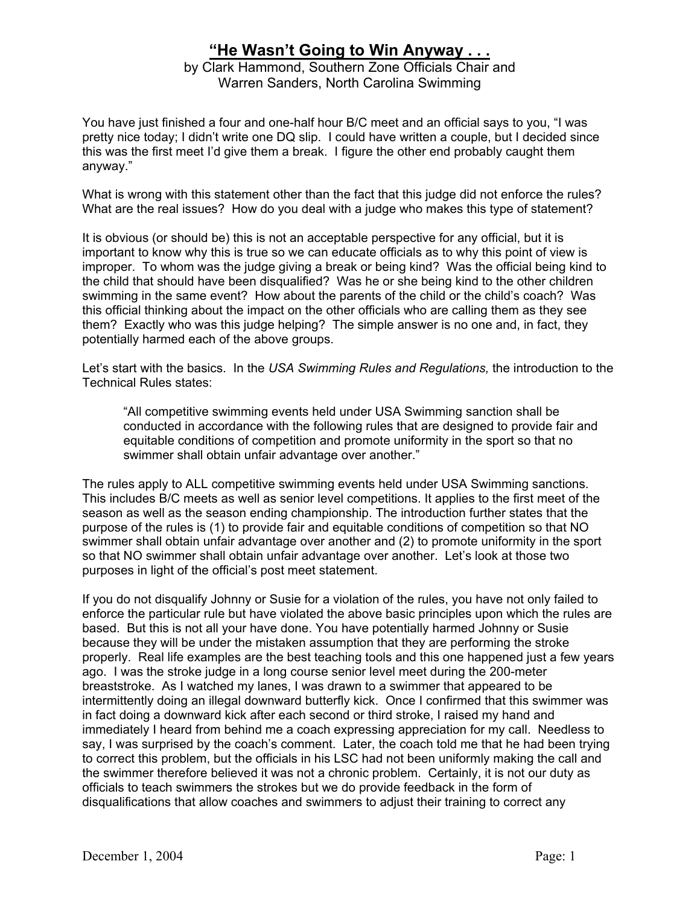# "He Wasn't Going to Win Anyway . . .

by Clark Hammond, Southern Zone Officials Chair and
Warren Sanders, North Carolina Swimming

You have just finished a four and one-half hour B/C meet and an official says to you, "I was pretty nice today; I didn't write one DQ slip. I could have written a couple, but I decided since this was the first meet I'd give them a break. I figure the other end probably caught them anyway."

What is wrong with this statement other than the fact that this judge did not enforce the rules? What are the real issues? How do you deal with a judge who makes this type of statement?

It is obvious (or should be) this is not an acceptable perspective for any official, but it is important to know why this is true so we can educate officials as to why this point of view is improper. To whom was the judge giving a break or being kind? Was the official being kind to the child that should have been disqualified? Was he or she being kind to the other children swimming in the same event? How about the parents of the child or the child's coach? Was this official thinking about the impact on the other officials who are calling them as they see them? Exactly who was this judge helping? The simple answer is no one and, in fact, they potentially harmed each of the above groups.

Let's start with the basics. In the *USA Swimming Rules and Regulations,* the introduction to the Technical Rules states:

> "All competitive swimming events held under USA Swimming sanction shall be conducted in accordance with the following rules that are designed to provide fair and equitable conditions of competition and promote uniformity in the sport so that no swimmer shall obtain unfair advantage over another."

The rules apply to ALL competitive swimming events held under USA Swimming sanctions. This includes B/C meets as well as senior level competitions. It applies to the first meet of the season as well as the season ending championship. The introduction further states that the purpose of the rules is (1) to provide fair and equitable conditions of competition so that NO swimmer shall obtain unfair advantage over another and (2) to promote uniformity in the sport so that NO swimmer shall obtain unfair advantage over another. Let's look at those two purposes in light of the official's post meet statement.

If you do not disqualify Johnny or Susie for a violation of the rules, you have not only failed to enforce the particular rule but have violated the above basic principles upon which the rules are based. But this is not all your have done. You have potentially harmed Johnny or Susie because they will be under the mistaken assumption that they are performing the stroke properly. Real life examples are the best teaching tools and this one happened just a few years ago. I was the stroke judge in a long course senior level meet during the 200-meter breaststroke. As I watched my lanes, I was drawn to a swimmer that appeared to be intermittently doing an illegal downward butterfly kick. Once I confirmed that this swimmer was in fact doing a downward kick after each second or third stroke, I raised my hand and immediately I heard from behind me a coach expressing appreciation for my call. Needless to say, I was surprised by the coach's comment. Later, the coach told me that he had been trying to correct this problem, but the officials in his LSC had not been uniformly making the call and the swimmer therefore believed it was not a chronic problem. Certainly, it is not our duty as officials to teach swimmers the strokes but we do provide feedback in the form of disqualifications that allow coaches and swimmers to adjust their training to correct any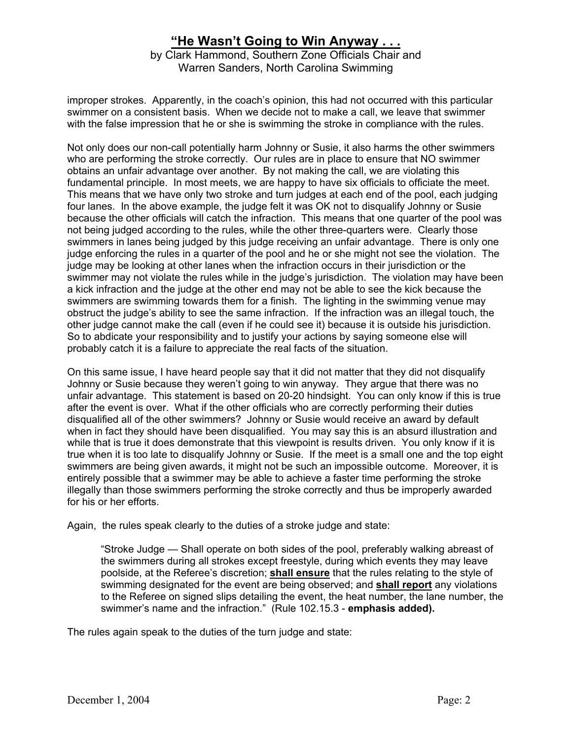improper strokes. Apparently, in the coach's opinion, this had not occurred with this particular swimmer on a consistent basis. When we decide not to make a call, we leave that swimmer with the false impression that he or she is swimming the stroke in compliance with the rules.

Not only does our non-call potentially harm Johnny or Susie, it also harms the other swimmers who are performing the stroke correctly. Our rules are in place to ensure that NO swimmer obtains an unfair advantage over another. By not making the call, we are violating this fundamental principle. In most meets, we are happy to have six officials to officiate the meet. This means that we have only two stroke and turn judges at each end of the pool, each judging four lanes. In the above example, the judge felt it was OK not to disqualify Johnny or Susie because the other officials will catch the infraction. This means that one quarter of the pool was not being judged according to the rules, while the other three-quarters were. Clearly those swimmers in lanes being judged by this judge receiving an unfair advantage. There is only one judge enforcing the rules in a quarter of the pool and he or she might not see the violation. The judge may be looking at other lanes when the infraction occurs in their jurisdiction or the swimmer may not violate the rules while in the judge's jurisdiction. The violation may have been a kick infraction and the judge at the other end may not be able to see the kick because the swimmers are swimming towards them for a finish. The lighting in the swimming venue may obstruct the judge's ability to see the same infraction. If the infraction was an illegal touch, the other judge cannot make the call (even if he could see it) because it is outside his jurisdiction. So to abdicate your responsibility and to justify your actions by saying someone else will probably catch it is a failure to appreciate the real facts of the situation.

On this same issue, I have heard people say that it did not matter that they did not disqualify Johnny or Susie because they weren't going to win anyway. They argue that there was no unfair advantage. This statement is based on 20-20 hindsight. You can only know if this is true after the event is over. What if the other officials who are correctly performing their duties disqualified all of the other swimmers? Johnny or Susie would receive an award by default when in fact they should have been disqualified. You may say this is an absurd illustration and while that is true it does demonstrate that this viewpoint is results driven. You only know if it is true when it is too late to disqualify Johnny or Susie. If the meet is a small one and the top eight swimmers are being given awards, it might not be such an impossible outcome. Moreover, it is entirely possible that a swimmer may be able to achieve a faster time performing the stroke illegally than those swimmers performing the stroke correctly and thus be improperly awarded for his or her efforts.

Again, the rules speak clearly to the duties of a stroke judge and state:

> "Stroke Judge — Shall operate on both sides of the pool, preferably walking abreast of the swimmers during all strokes except freestyle, during which events they may leave poolside, at the Referee's discretion; **shall ensure** that the rules relating to the style of swimming designated for the event are being observed; and **shall report** any violations to the Referee on signed slips detailing the event, the heat number, the lane number, the swimmer's name and the infraction." (Rule 102.15.3 - **emphasis added).**

The rules again speak to the duties of the turn judge and state: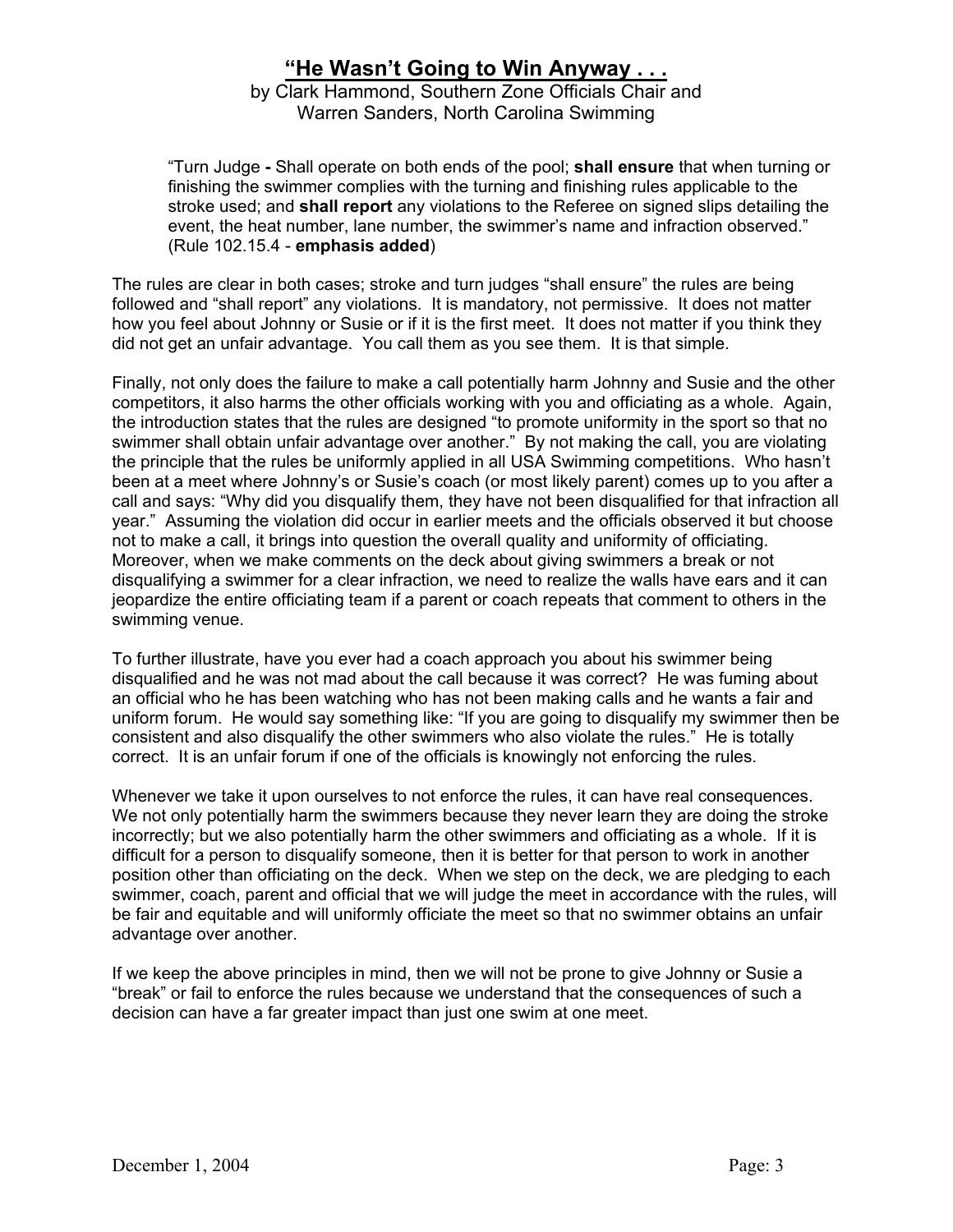> "Turn Judge **-** Shall operate on both ends of the pool; **shall ensure** that when turning or finishing the swimmer complies with the turning and finishing rules applicable to the stroke used; and **shall report** any violations to the Referee on signed slips detailing the event, the heat number, lane number, the swimmer's name and infraction observed." (Rule 102.15.4 - **emphasis added**)

The rules are clear in both cases; stroke and turn judges "shall ensure" the rules are being followed and "shall report" any violations. It is mandatory, not permissive. It does not matter how you feel about Johnny or Susie or if it is the first meet. It does not matter if you think they did not get an unfair advantage. You call them as you see them. It is that simple.

Finally, not only does the failure to make a call potentially harm Johnny and Susie and the other competitors, it also harms the other officials working with you and officiating as a whole. Again, the introduction states that the rules are designed "to promote uniformity in the sport so that no swimmer shall obtain unfair advantage over another." By not making the call, you are violating the principle that the rules be uniformly applied in all USA Swimming competitions. Who hasn't been at a meet where Johnny's or Susie's coach (or most likely parent) comes up to you after a call and says: "Why did you disqualify them, they have not been disqualified for that infraction all year." Assuming the violation did occur in earlier meets and the officials observed it but choose not to make a call, it brings into question the overall quality and uniformity of officiating. Moreover, when we make comments on the deck about giving swimmers a break or not disqualifying a swimmer for a clear infraction, we need to realize the walls have ears and it can jeopardize the entire officiating team if a parent or coach repeats that comment to others in the swimming venue.

To further illustrate, have you ever had a coach approach you about his swimmer being disqualified and he was not mad about the call because it was correct? He was fuming about an official who he has been watching who has not been making calls and he wants a fair and uniform forum. He would say something like: "If you are going to disqualify my swimmer then be consistent and also disqualify the other swimmers who also violate the rules." He is totally correct. It is an unfair forum if one of the officials is knowingly not enforcing the rules.

Whenever we take it upon ourselves to not enforce the rules, it can have real consequences. We not only potentially harm the swimmers because they never learn they are doing the stroke incorrectly; but we also potentially harm the other swimmers and officiating as a whole. If it is difficult for a person to disqualify someone, then it is better for that person to work in another position other than officiating on the deck. When we step on the deck, we are pledging to each swimmer, coach, parent and official that we will judge the meet in accordance with the rules, will be fair and equitable and will uniformly officiate the meet so that no swimmer obtains an unfair advantage over another.

If we keep the above principles in mind, then we will not be prone to give Johnny or Susie a "break" or fail to enforce the rules because we understand that the consequences of such a decision can have a far greater impact than just one swim at one meet.